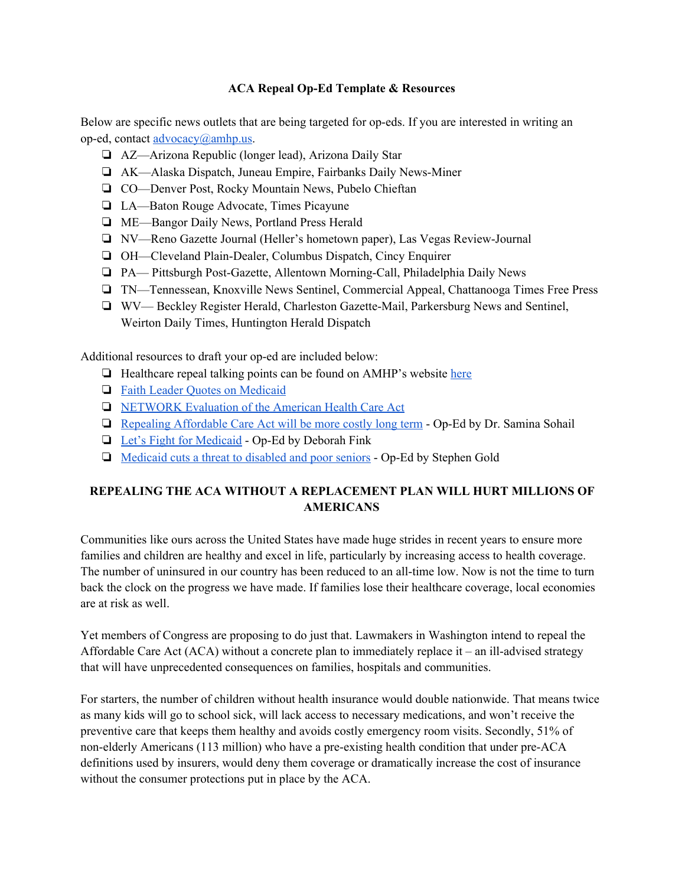**ACA Repeal Op-Ed Template & Resources**

Below are specific news outlets that are being targeted for op-eds. If you are interested in writing an op-ed, contact advocacy@amhp.us.

- AZ—Arizona Republic (longer lead), Arizona Daily Star
- AK—Alaska Dispatch, Juneau Empire, Fairbanks Daily News-Miner
- CO—Denver Post, Rocky Mountain News, Pubelo Chieftan
- LA—Baton Rouge Advocate, Times Picayune
- ME—Bangor Daily News, Portland Press Herald
- NV—Reno Gazette Journal (Heller's hometown paper), Las Vegas Review-Journal
- OH—Cleveland Plain-Dealer, Columbus Dispatch, Cincy Enquirer
- PA— Pittsburgh Post-Gazette, Allentown Morning-Call, Philadelphia Daily News
- TN—Tennessean, Knoxville News Sentinel, Commercial Appeal, Chattanooga Times Free Press
- WV— Beckley Register Herald, Charleston Gazette-Mail, Parkersburg News and Sentinel, Weirton Daily Times, Huntington Herald Dispatch

Additional resources to draft your op-ed are included below:

- Healthcare repeal talking points can be found on AMHP's website here
- Faith Leader Quotes on Medicaid
- NETWORK Evaluation of the American Health Care Act
- Repealing Affordable Care Act will be more costly long term - Op-Ed by Dr. Samina Sohail
- Let's Fight for Medicaid - Op-Ed by Deborah Fink
- Medicaid cuts a threat to disabled and poor seniors - Op-Ed by Stephen Gold

## REPEALING THE ACA WITHOUT A REPLACEMENT PLAN WILL HURT MILLIONS OF AMERICANS

Communities like ours across the United States have made huge strides in recent years to ensure more families and children are healthy and excel in life, particularly by increasing access to health coverage. The number of uninsured in our country has been reduced to an all-time low. Now is not the time to turn back the clock on the progress we have made. If families lose their healthcare coverage, local economies are at risk as well.

Yet members of Congress are proposing to do just that. Lawmakers in Washington intend to repeal the Affordable Care Act (ACA) without a concrete plan to immediately replace it – an ill-advised strategy that will have unprecedented consequences on families, hospitals and communities.

For starters, the number of children without health insurance would double nationwide. That means twice as many kids will go to school sick, will lack access to necessary medications, and won't receive the preventive care that keeps them healthy and avoids costly emergency room visits. Secondly, 51% of non-elderly Americans (113 million) who have a pre-existing health condition that under pre-ACA definitions used by insurers, would deny them coverage or dramatically increase the cost of insurance without the consumer protections put in place by the ACA.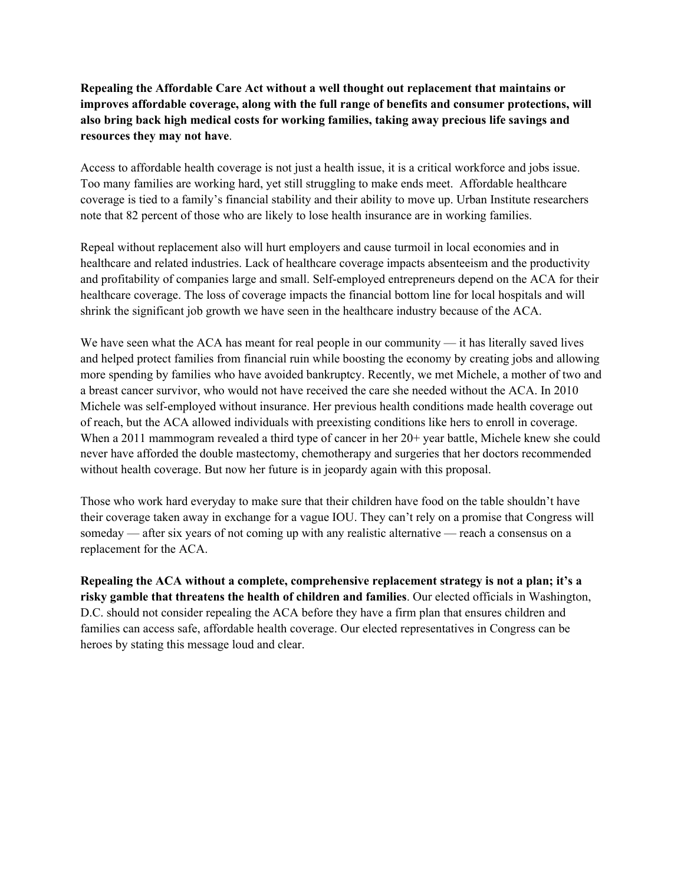**Repealing the Affordable Care Act without a well thought out replacement that maintains or improves affordable coverage, along with the full range of benefits and consumer protections, will also bring back high medical costs for working families, taking away precious life savings and resources they may not have**.

Access to affordable health coverage is not just a health issue, it is a critical workforce and jobs issue. Too many families are working hard, yet still struggling to make ends meet. Affordable healthcare coverage is tied to a family's financial stability and their ability to move up. Urban Institute researchers note that 82 percent of those who are likely to lose health insurance are in working families.

Repeal without replacement also will hurt employers and cause turmoil in local economies and in healthcare and related industries. Lack of healthcare coverage impacts absenteeism and the productivity and profitability of companies large and small. Self-employed entrepreneurs depend on the ACA for their healthcare coverage. The loss of coverage impacts the financial bottom line for local hospitals and will shrink the significant job growth we have seen in the healthcare industry because of the ACA.

We have seen what the ACA has meant for real people in our community — it has literally saved lives and helped protect families from financial ruin while boosting the economy by creating jobs and allowing more spending by families who have avoided bankruptcy. Recently, we met Michele, a mother of two and a breast cancer survivor, who would not have received the care she needed without the ACA. In 2010 Michele was self-employed without insurance. Her previous health conditions made health coverage out of reach, but the ACA allowed individuals with preexisting conditions like hers to enroll in coverage. When a 2011 mammogram revealed a third type of cancer in her 20+ year battle, Michele knew she could never have afforded the double mastectomy, chemotherapy and surgeries that her doctors recommended without health coverage. But now her future is in jeopardy again with this proposal.

Those who work hard everyday to make sure that their children have food on the table shouldn't have their coverage taken away in exchange for a vague IOU. They can't rely on a promise that Congress will someday — after six years of not coming up with any realistic alternative — reach a consensus on a replacement for the ACA.

**Repealing the ACA without a complete, comprehensive replacement strategy is not a plan; it's a risky gamble that threatens the health of children and families**. Our elected officials in Washington, D.C. should not consider repealing the ACA before they have a firm plan that ensures children and families can access safe, affordable health coverage. Our elected representatives in Congress can be heroes by stating this message loud and clear.